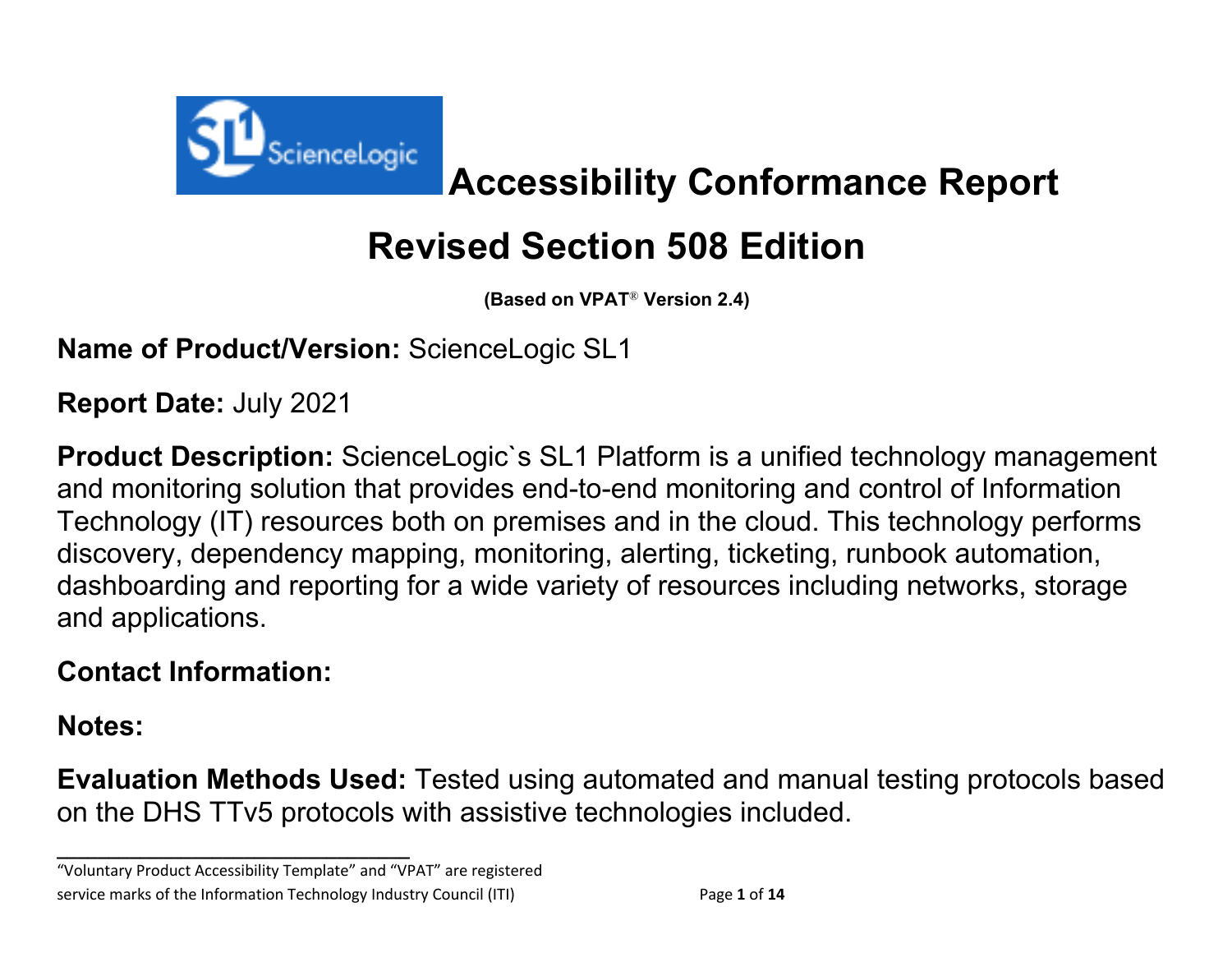# Accessibility Conformance Report

## Revised Section 508 Edition

**(Based on VPAT® Version 2.4)**

**Name of Product/Version:** ScienceLogic SL1

**Report Date:** July 2021

**Product Description:** ScienceLogic`s SL1 Platform is a unified technology management and monitoring solution that provides end-to-end monitoring and control of Information Technology (IT) resources both on premises and in the cloud. This technology performs discovery, dependency mapping, monitoring, alerting, ticketing, runbook automation, dashboarding and reporting for a wide variety of resources including networks, storage and applications.

**Contact Information:**

**Notes:**

**Evaluation Methods Used:** Tested using automated and manual testing protocols based on the DHS TTv5 protocols with assistive technologies included.

---

"Voluntary Product Accessibility Template" and "VPAT" are registered service marks of the Information Technology Industry Council (ITI)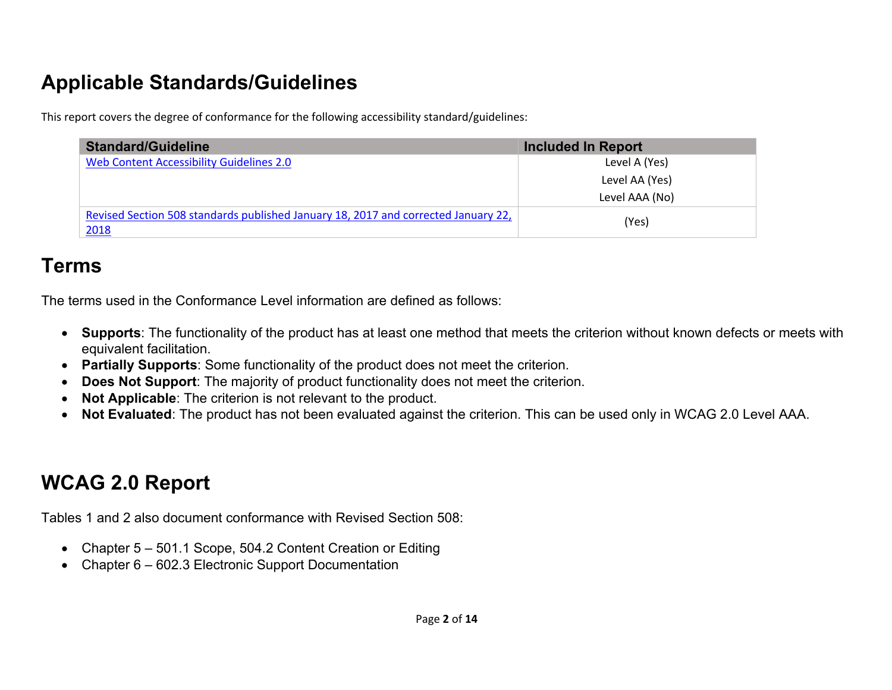# Applicable Standards/Guidelines

This report covers the degree of conformance for the following accessibility standard/guidelines:

| Standard/Guideline | Included In Report |
| --- | --- |
| [Web Content Accessibility Guidelines 2.0]() | Level A (Yes)<br>Level AA (Yes)<br>Level AAA (No) |
| [Revised Section 508 standards published January 18, 2017 and corrected January 22, 2018]() | (Yes) |

# Terms

The terms used in the Conformance Level information are defined as follows:

- **Supports**: The functionality of the product has at least one method that meets the criterion without known defects or meets with equivalent facilitation.
- **Partially Supports**: Some functionality of the product does not meet the criterion.
- **Does Not Support**: The majority of product functionality does not meet the criterion.
- **Not Applicable**: The criterion is not relevant to the product.
- **Not Evaluated**: The product has not been evaluated against the criterion. This can be used only in WCAG 2.0 Level AAA.

# WCAG 2.0 Report

Tables 1 and 2 also document conformance with Revised Section 508:

- Chapter 5 – 501.1 Scope, 504.2 Content Creation or Editing
- Chapter 6 – 602.3 Electronic Support Documentation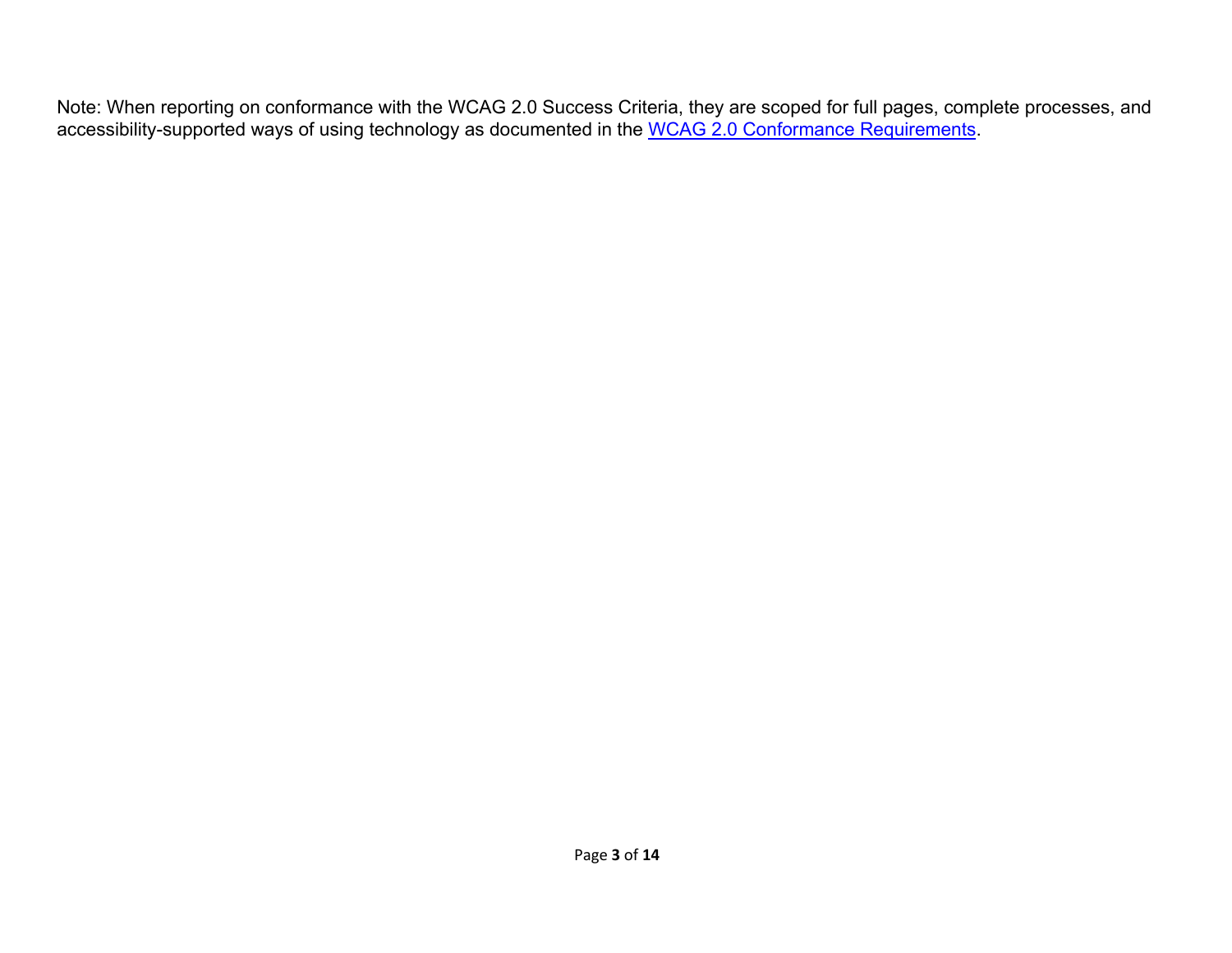Note: When reporting on conformance with the WCAG 2.0 Success Criteria, they are scoped for full pages, complete processes, and accessibility-supported ways of using technology as documented in the WCAG 2.0 Conformance Requirements.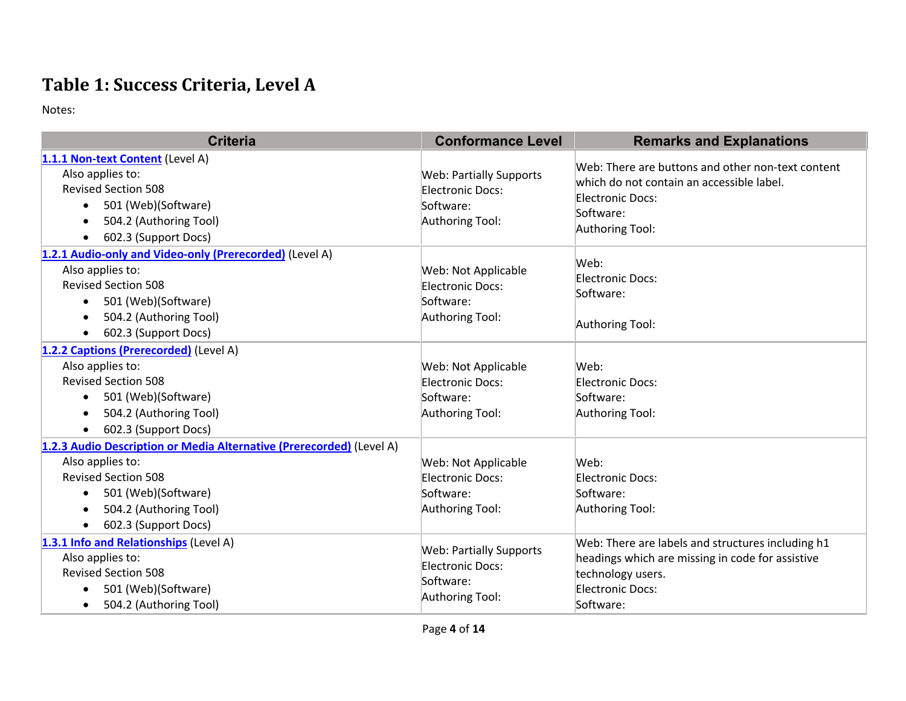# Table 1: Success Criteria, Level A

Notes:

| Criteria | Conformance Level | Remarks and Explanations |
|---|---|---|
| [1.1.1 Non-text Content](#) (Level A)<br>Also applies to:<br>Revised Section 508<br>• 501 (Web)(Software)<br>• 504.2 (Authoring Tool)<br>• 602.3 (Support Docs) | Web: Partially Supports<br>Electronic Docs:<br>Software:<br>Authoring Tool: | Web: There are buttons and other non-text content which do not contain an accessible label.<br>Electronic Docs:<br>Software:<br>Authoring Tool: |
| [1.2.1 Audio-only and Video-only (Prerecorded)](#) (Level A)<br>Also applies to:<br>Revised Section 508<br>• 501 (Web)(Software)<br>• 504.2 (Authoring Tool)<br>• 602.3 (Support Docs) | Web: Not Applicable<br>Electronic Docs:<br>Software:<br>Authoring Tool: | Web:<br>Electronic Docs:<br>Software:<br>Authoring Tool: |
| [1.2.2 Captions (Prerecorded)](#) (Level A)<br>Also applies to:<br>Revised Section 508<br>• 501 (Web)(Software)<br>• 504.2 (Authoring Tool)<br>• 602.3 (Support Docs) | Web: Not Applicable<br>Electronic Docs:<br>Software:<br>Authoring Tool: | Web:<br>Electronic Docs:<br>Software:<br>Authoring Tool: |
| [1.2.3 Audio Description or Media Alternative (Prerecorded)](#) (Level A)<br>Also applies to:<br>Revised Section 508<br>• 501 (Web)(Software)<br>• 504.2 (Authoring Tool)<br>• 602.3 (Support Docs) | Web: Not Applicable<br>Electronic Docs:<br>Software:<br>Authoring Tool: | Web:<br>Electronic Docs:<br>Software:<br>Authoring Tool: |
| [1.3.1 Info and Relationships](#) (Level A)<br>Also applies to:<br>Revised Section 508<br>• 501 (Web)(Software)<br>• 504.2 (Authoring Tool) | Web: Partially Supports<br>Electronic Docs:<br>Software:<br>Authoring Tool: | Web: There are labels and structures including h1 headings which are missing in code for assistive technology users.<br>Electronic Docs:<br>Software: |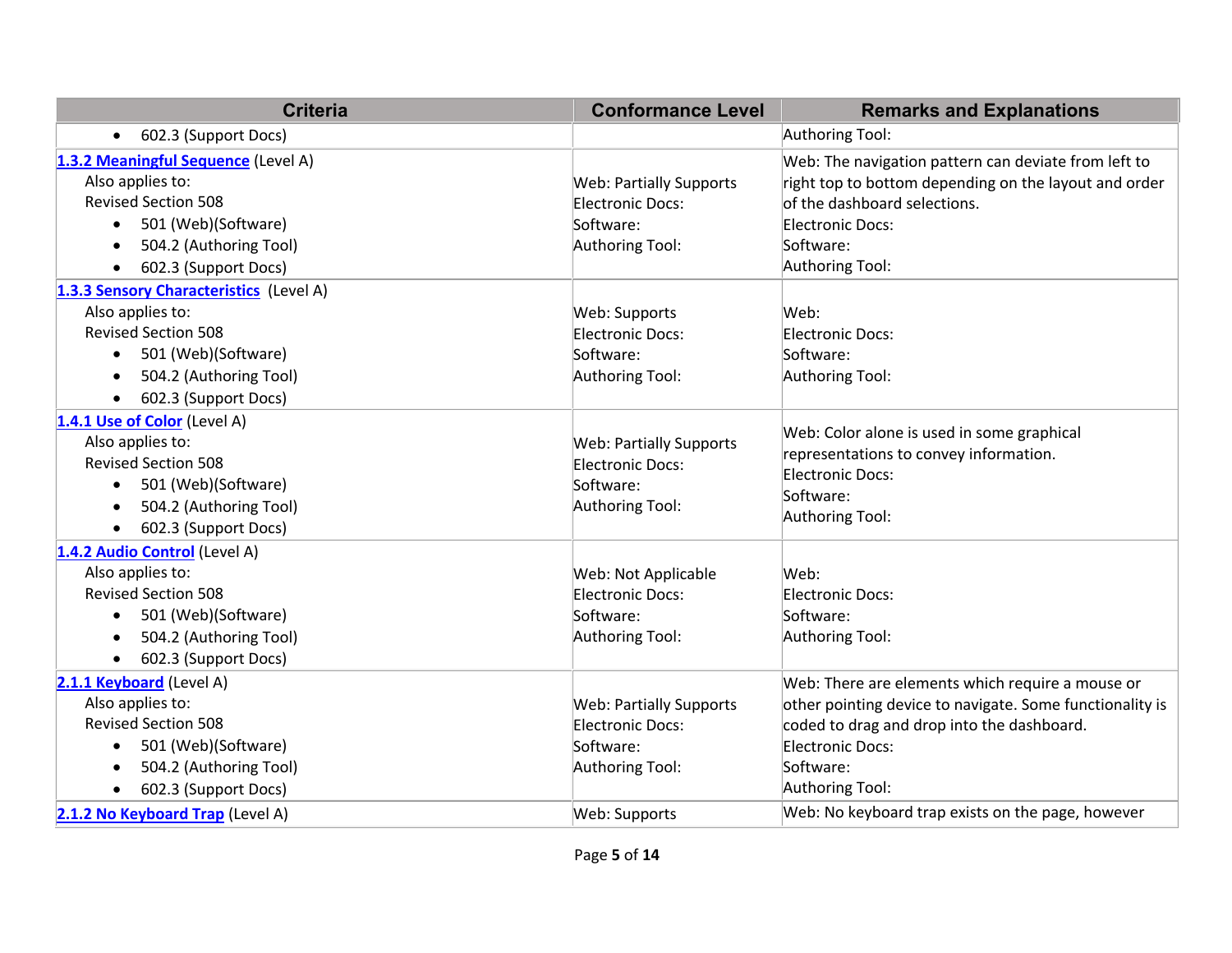| Criteria | Conformance Level | Remarks and Explanations |
| --- | --- | --- |
| • 602.3 (Support Docs) | | Authoring Tool: |
| **[1.3.2 Meaningful Sequence](#)** (Level A)<br>Also applies to:<br>Revised Section 508<br>• 501 (Web)(Software)<br>• 504.2 (Authoring Tool)<br>• 602.3 (Support Docs) | Web: Partially Supports<br>Electronic Docs:<br>Software:<br>Authoring Tool: | Web: The navigation pattern can deviate from left to right top to bottom depending on the layout and order of the dashboard selections.<br>Electronic Docs:<br>Software:<br>Authoring Tool: |
| **[1.3.3 Sensory Characteristics](#)** (Level A)<br>Also applies to:<br>Revised Section 508<br>• 501 (Web)(Software)<br>• 504.2 (Authoring Tool)<br>• 602.3 (Support Docs) | Web: Supports<br>Electronic Docs:<br>Software:<br>Authoring Tool: | Web:<br>Electronic Docs:<br>Software:<br>Authoring Tool: |
| **[1.4.1 Use of Color](#)** (Level A)<br>Also applies to:<br>Revised Section 508<br>• 501 (Web)(Software)<br>• 504.2 (Authoring Tool)<br>• 602.3 (Support Docs) | Web: Partially Supports<br>Electronic Docs:<br>Software:<br>Authoring Tool: | Web: Color alone is used in some graphical representations to convey information.<br>Electronic Docs:<br>Software:<br>Authoring Tool: |
| **[1.4.2 Audio Control](#)** (Level A)<br>Also applies to:<br>Revised Section 508<br>• 501 (Web)(Software)<br>• 504.2 (Authoring Tool)<br>• 602.3 (Support Docs) | Web: Not Applicable<br>Electronic Docs:<br>Software:<br>Authoring Tool: | Web:<br>Electronic Docs:<br>Software:<br>Authoring Tool: |
| **[2.1.1 Keyboard](#)** (Level A)<br>Also applies to:<br>Revised Section 508<br>• 501 (Web)(Software)<br>• 504.2 (Authoring Tool)<br>• 602.3 (Support Docs) | Web: Partially Supports<br>Electronic Docs:<br>Software:<br>Authoring Tool: | Web: There are elements which require a mouse or other pointing device to navigate. Some functionality is coded to drag and drop into the dashboard.<br>Electronic Docs:<br>Software:<br>Authoring Tool: |
| **[2.1.2 No Keyboard Trap](#)** (Level A) | Web: Supports | Web: No keyboard trap exists on the page, however |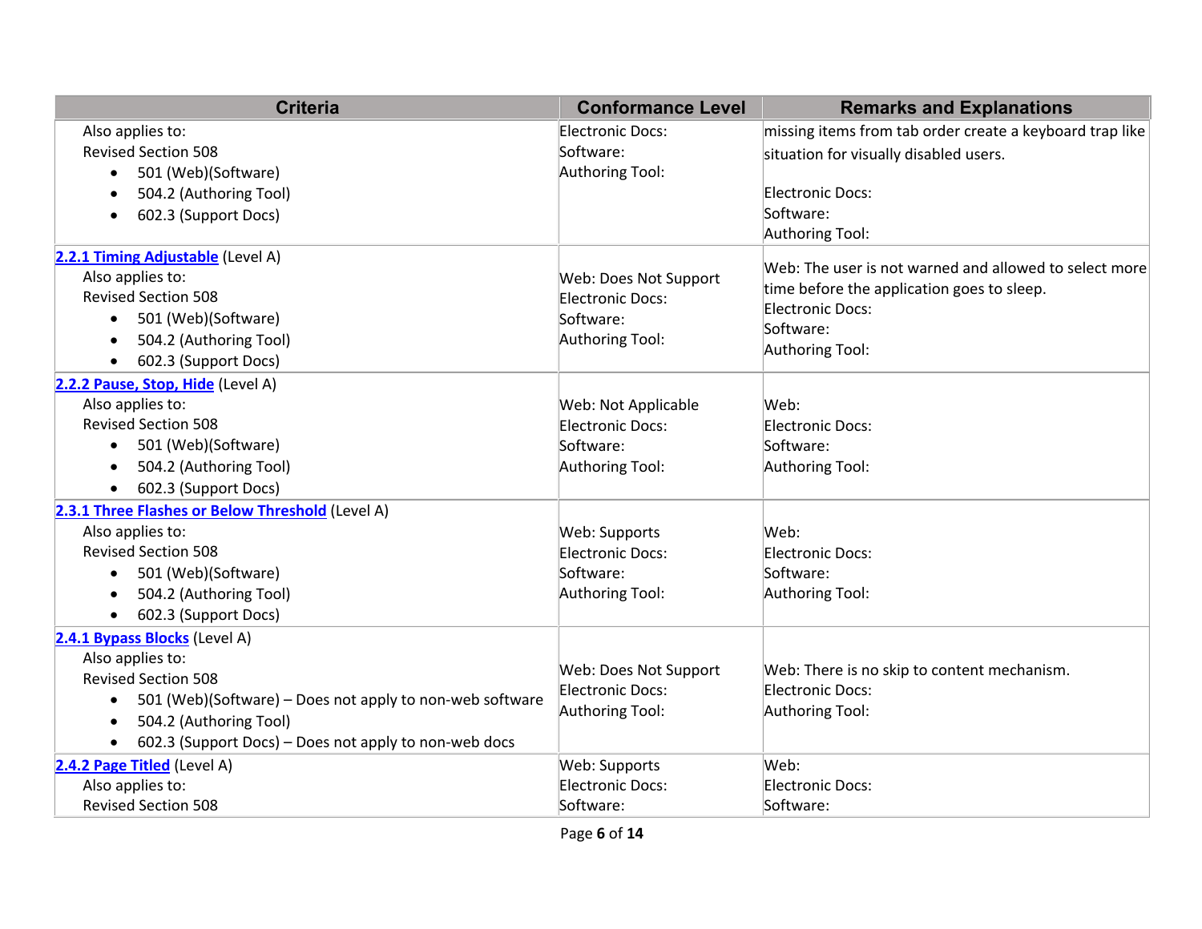| Criteria | Conformance Level | Remarks and Explanations |
| --- | --- | --- |
| Also applies to:<br>Revised Section 508<br>• 501 (Web)(Software)<br>• 504.2 (Authoring Tool)<br>• 602.3 (Support Docs) | Electronic Docs:<br>Software:<br>Authoring Tool: | missing items from tab order create a keyboard trap like situation for visually disabled users.<br><br>Electronic Docs:<br>Software:<br>Authoring Tool: |
| [2.2.1 Timing Adjustable]() (Level A)<br>Also applies to:<br>Revised Section 508<br>• 501 (Web)(Software)<br>• 504.2 (Authoring Tool)<br>• 602.3 (Support Docs) | Web: Does Not Support<br>Electronic Docs:<br>Software:<br>Authoring Tool: | Web: The user is not warned and allowed to select more time before the application goes to sleep.<br>Electronic Docs:<br>Software:<br>Authoring Tool: |
| [2.2.2 Pause, Stop, Hide]() (Level A)<br>Also applies to:<br>Revised Section 508<br>• 501 (Web)(Software)<br>• 504.2 (Authoring Tool)<br>• 602.3 (Support Docs) | Web: Not Applicable<br>Electronic Docs:<br>Software:<br>Authoring Tool: | Web:<br>Electronic Docs:<br>Software:<br>Authoring Tool: |
| [2.3.1 Three Flashes or Below Threshold]() (Level A)<br>Also applies to:<br>Revised Section 508<br>• 501 (Web)(Software)<br>• 504.2 (Authoring Tool)<br>• 602.3 (Support Docs) | Web: Supports<br>Electronic Docs:<br>Software:<br>Authoring Tool: | Web:<br>Electronic Docs:<br>Software:<br>Authoring Tool: |
| [2.4.1 Bypass Blocks]() (Level A)<br>Also applies to:<br>Revised Section 508<br>• 501 (Web)(Software) – Does not apply to non-web software<br>• 504.2 (Authoring Tool)<br>• 602.3 (Support Docs) – Does not apply to non-web docs | Web: Does Not Support<br>Electronic Docs:<br>Authoring Tool: | Web: There is no skip to content mechanism.<br>Electronic Docs:<br>Authoring Tool: |
| [2.4.2 Page Titled]() (Level A)<br>Also applies to:<br>Revised Section 508 | Web: Supports<br>Electronic Docs:<br>Software: | Web:<br>Electronic Docs:<br>Software: |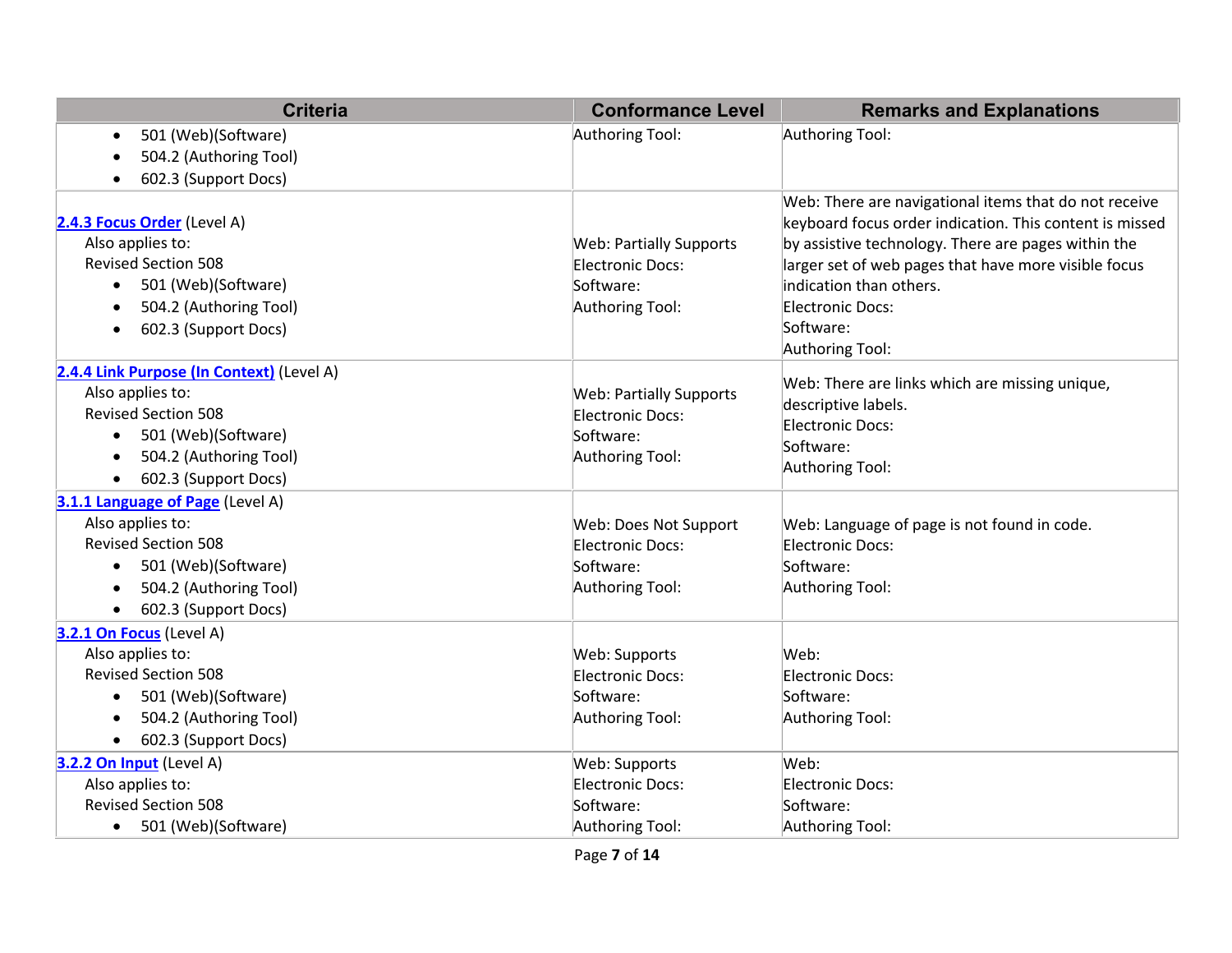| Criteria | Conformance Level | Remarks and Explanations |
|---|---|---|
| • 501 (Web)(Software)<br>• 504.2 (Authoring Tool)<br>• 602.3 (Support Docs) | Authoring Tool: | Authoring Tool: |
| [2.4.3 Focus Order](#) (Level A)<br>Also applies to:<br>Revised Section 508<br>• 501 (Web)(Software)<br>• 504.2 (Authoring Tool)<br>• 602.3 (Support Docs) | Web: Partially Supports<br>Electronic Docs:<br>Software:<br>Authoring Tool: | Web: There are navigational items that do not receive keyboard focus order indication. This content is missed by assistive technology. There are pages within the larger set of web pages that have more visible focus indication than others.<br>Electronic Docs:<br>Software:<br>Authoring Tool: |
| [2.4.4 Link Purpose (In Context)](#) (Level A)<br>Also applies to:<br>Revised Section 508<br>• 501 (Web)(Software)<br>• 504.2 (Authoring Tool)<br>• 602.3 (Support Docs) | Web: Partially Supports<br>Electronic Docs:<br>Software:<br>Authoring Tool: | Web: There are links which are missing unique, descriptive labels.<br>Electronic Docs:<br>Software:<br>Authoring Tool: |
| [3.1.1 Language of Page](#) (Level A)<br>Also applies to:<br>Revised Section 508<br>• 501 (Web)(Software)<br>• 504.2 (Authoring Tool)<br>• 602.3 (Support Docs) | Web: Does Not Support<br>Electronic Docs:<br>Software:<br>Authoring Tool: | Web: Language of page is not found in code.<br>Electronic Docs:<br>Software:<br>Authoring Tool: |
| [3.2.1 On Focus](#) (Level A)<br>Also applies to:<br>Revised Section 508<br>• 501 (Web)(Software)<br>• 504.2 (Authoring Tool)<br>• 602.3 (Support Docs) | Web: Supports<br>Electronic Docs:<br>Software:<br>Authoring Tool: | Web:<br>Electronic Docs:<br>Software:<br>Authoring Tool: |
| [3.2.2 On Input](#) (Level A)<br>Also applies to:<br>Revised Section 508<br>• 501 (Web)(Software) | Web: Supports<br>Electronic Docs:<br>Software:<br>Authoring Tool: | Web:<br>Electronic Docs:<br>Software:<br>Authoring Tool: |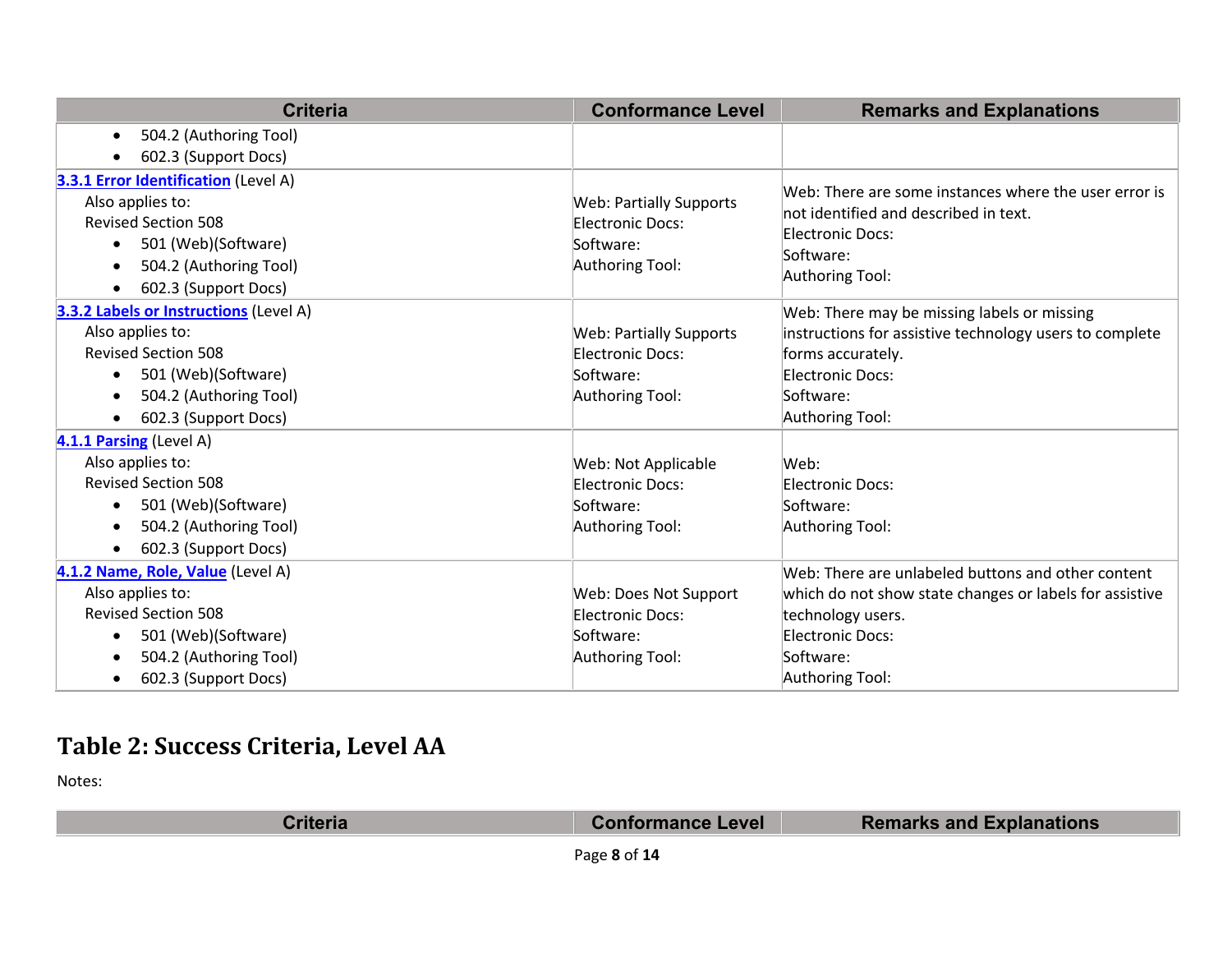| Criteria | Conformance Level | Remarks and Explanations |
|---|---|---|
| • 504.2 (Authoring Tool)<br>• 602.3 (Support Docs) | | |
| **3.3.1 Error Identification** (Level A)<br>Also applies to:<br>Revised Section 508<br>• 501 (Web)(Software)<br>• 504.2 (Authoring Tool)<br>• 602.3 (Support Docs) | Web: Partially Supports<br>Electronic Docs:<br>Software:<br>Authoring Tool: | Web: There are some instances where the user error is not identified and described in text.<br>Electronic Docs:<br>Software:<br>Authoring Tool: |
| **3.3.2 Labels or Instructions** (Level A)<br>Also applies to:<br>Revised Section 508<br>• 501 (Web)(Software)<br>• 504.2 (Authoring Tool)<br>• 602.3 (Support Docs) | Web: Partially Supports<br>Electronic Docs:<br>Software:<br>Authoring Tool: | Web: There may be missing labels or missing instructions for assistive technology users to complete forms accurately.<br>Electronic Docs:<br>Software:<br>Authoring Tool: |
| **4.1.1 Parsing** (Level A)<br>Also applies to:<br>Revised Section 508<br>• 501 (Web)(Software)<br>• 504.2 (Authoring Tool)<br>• 602.3 (Support Docs) | Web: Not Applicable<br>Electronic Docs:<br>Software:<br>Authoring Tool: | Web:<br>Electronic Docs:<br>Software:<br>Authoring Tool: |
| **4.1.2 Name, Role, Value** (Level A)<br>Also applies to:<br>Revised Section 508<br>• 501 (Web)(Software)<br>• 504.2 (Authoring Tool)<br>• 602.3 (Support Docs) | Web: Does Not Support<br>Electronic Docs:<br>Software:<br>Authoring Tool: | Web: There are unlabeled buttons and other content which do not show state changes or labels for assistive technology users.<br>Electronic Docs:<br>Software:<br>Authoring Tool: |

## Table 2: Success Criteria, Level AA

Notes:

| Criteria | Conformance Level | Remarks and Explanations |
|---|---|---|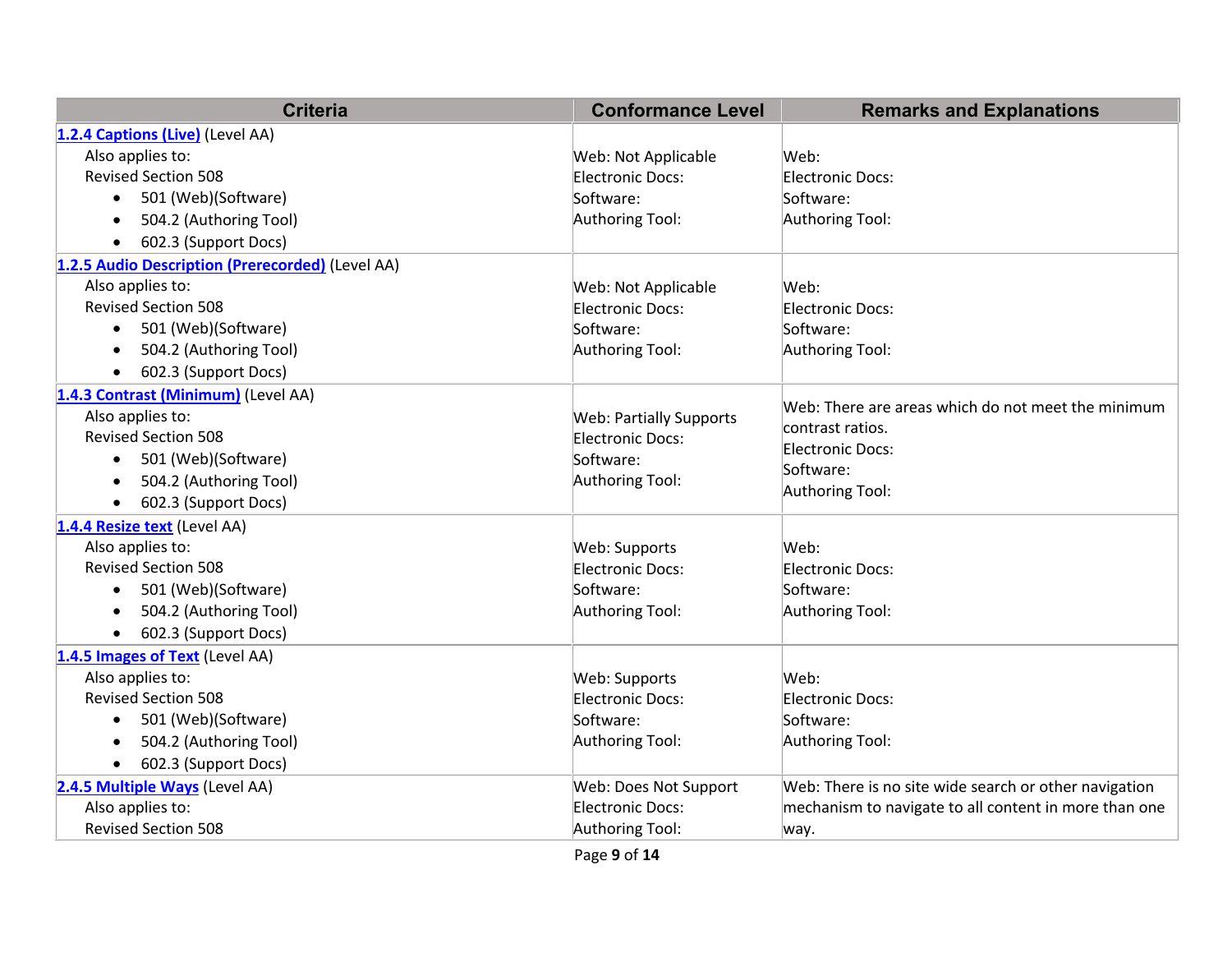| Criteria | Conformance Level | Remarks and Explanations |
|---|---|---|
| [1.2.4 Captions (Live)](#) (Level AA)<br>Also applies to:<br>Revised Section 508<br>• 501 (Web)(Software)<br>• 504.2 (Authoring Tool)<br>• 602.3 (Support Docs) | Web: Not Applicable<br>Electronic Docs:<br>Software:<br>Authoring Tool: | Web:<br>Electronic Docs:<br>Software:<br>Authoring Tool: |
| [1.2.5 Audio Description (Prerecorded)](#) (Level AA)<br>Also applies to:<br>Revised Section 508<br>• 501 (Web)(Software)<br>• 504.2 (Authoring Tool)<br>• 602.3 (Support Docs) | Web: Not Applicable<br>Electronic Docs:<br>Software:<br>Authoring Tool: | Web:<br>Electronic Docs:<br>Software:<br>Authoring Tool: |
| [1.4.3 Contrast (Minimum)](#) (Level AA)<br>Also applies to:<br>Revised Section 508<br>• 501 (Web)(Software)<br>• 504.2 (Authoring Tool)<br>• 602.3 (Support Docs) | Web: Partially Supports<br>Electronic Docs:<br>Software:<br>Authoring Tool: | Web: There are areas which do not meet the minimum contrast ratios.<br>Electronic Docs:<br>Software:<br>Authoring Tool: |
| [1.4.4 Resize text](#) (Level AA)<br>Also applies to:<br>Revised Section 508<br>• 501 (Web)(Software)<br>• 504.2 (Authoring Tool)<br>• 602.3 (Support Docs) | Web: Supports<br>Electronic Docs:<br>Software:<br>Authoring Tool: | Web:<br>Electronic Docs:<br>Software:<br>Authoring Tool: |
| [1.4.5 Images of Text](#) (Level AA)<br>Also applies to:<br>Revised Section 508<br>• 501 (Web)(Software)<br>• 504.2 (Authoring Tool)<br>• 602.3 (Support Docs) | Web: Supports<br>Electronic Docs:<br>Software:<br>Authoring Tool: | Web:<br>Electronic Docs:<br>Software:<br>Authoring Tool: |
| [2.4.5 Multiple Ways](#) (Level AA)<br>Also applies to:<br>Revised Section 508 | Web: Does Not Support<br>Electronic Docs:<br>Authoring Tool: | Web: There is no site wide search or other navigation mechanism to navigate to all content in more than one way. |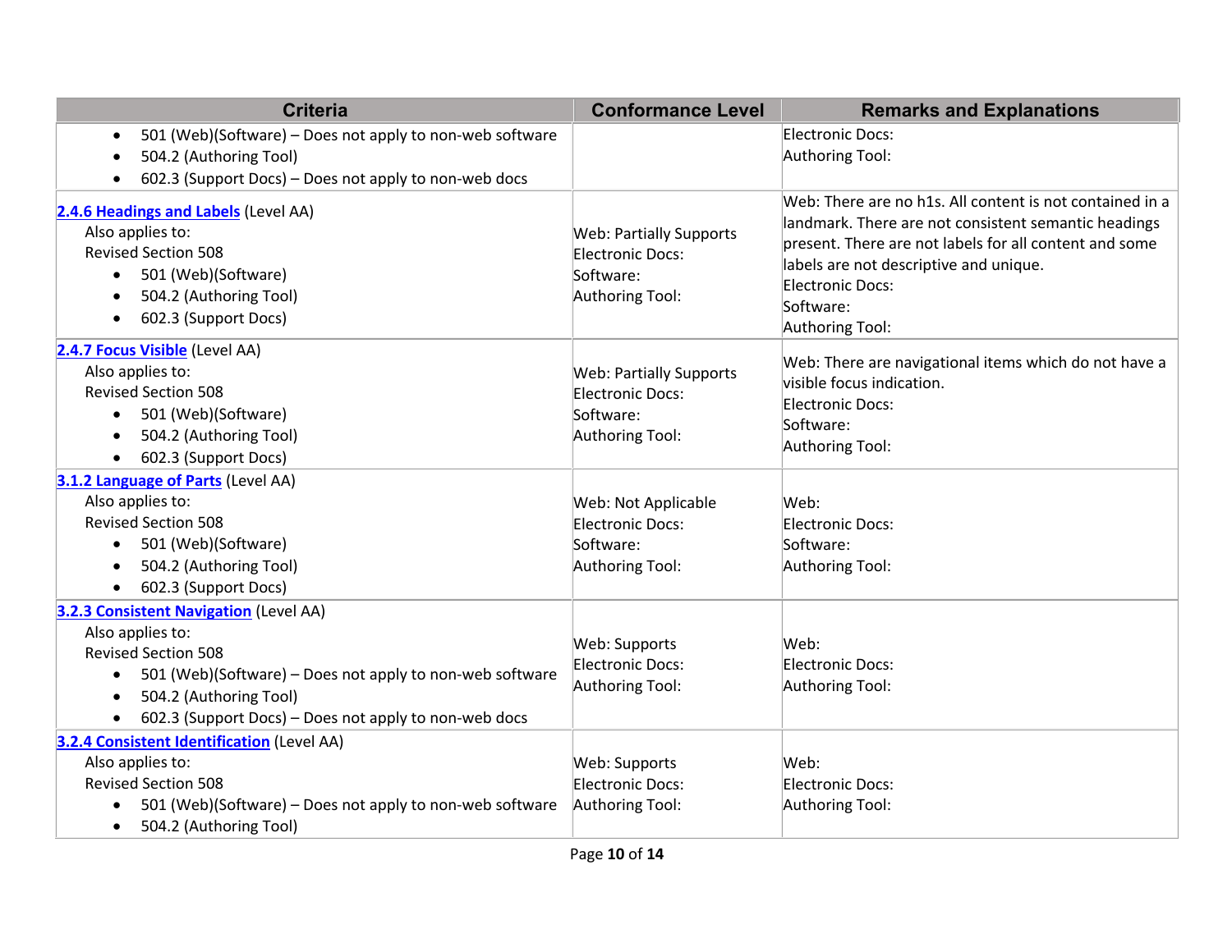| Criteria | Conformance Level | Remarks and Explanations |
|---|---|---|
| <ul><li>501 (Web)(Software) – Does not apply to non-web software</li><li>504.2 (Authoring Tool)</li><li>602.3 (Support Docs) – Does not apply to non-web docs</li></ul> | | Electronic Docs:<br>Authoring Tool: |
| **2.4.6 Headings and Labels** (Level AA)<br>Also applies to:<br>Revised Section 508<ul><li>501 (Web)(Software)</li><li>504.2 (Authoring Tool)</li><li>602.3 (Support Docs)</li></ul> | Web: Partially Supports<br>Electronic Docs:<br>Software:<br>Authoring Tool: | Web: There are no h1s. All content is not contained in a landmark. There are not consistent semantic headings present. There are not labels for all content and some labels are not descriptive and unique.<br>Electronic Docs:<br>Software:<br>Authoring Tool: |
| **2.4.7 Focus Visible** (Level AA)<br>Also applies to:<br>Revised Section 508<ul><li>501 (Web)(Software)</li><li>504.2 (Authoring Tool)</li><li>602.3 (Support Docs)</li></ul> | Web: Partially Supports<br>Electronic Docs:<br>Software:<br>Authoring Tool: | Web: There are navigational items which do not have a visible focus indication.<br>Electronic Docs:<br>Software:<br>Authoring Tool: |
| **3.1.2 Language of Parts** (Level AA)<br>Also applies to:<br>Revised Section 508<ul><li>501 (Web)(Software)</li><li>504.2 (Authoring Tool)</li><li>602.3 (Support Docs)</li></ul> | Web: Not Applicable<br>Electronic Docs:<br>Software:<br>Authoring Tool: | Web:<br>Electronic Docs:<br>Software:<br>Authoring Tool: |
| **3.2.3 Consistent Navigation** (Level AA)<br>Also applies to:<br>Revised Section 508<ul><li>501 (Web)(Software) – Does not apply to non-web software</li><li>504.2 (Authoring Tool)</li><li>602.3 (Support Docs) – Does not apply to non-web docs</li></ul> | Web: Supports<br>Electronic Docs:<br>Authoring Tool: | Web:<br>Electronic Docs:<br>Authoring Tool: |
| **3.2.4 Consistent Identification** (Level AA)<br>Also applies to:<br>Revised Section 508<ul><li>501 (Web)(Software) – Does not apply to non-web software</li><li>504.2 (Authoring Tool)</li></ul> | Web: Supports<br>Electronic Docs:<br>Authoring Tool: | Web:<br>Electronic Docs:<br>Authoring Tool: |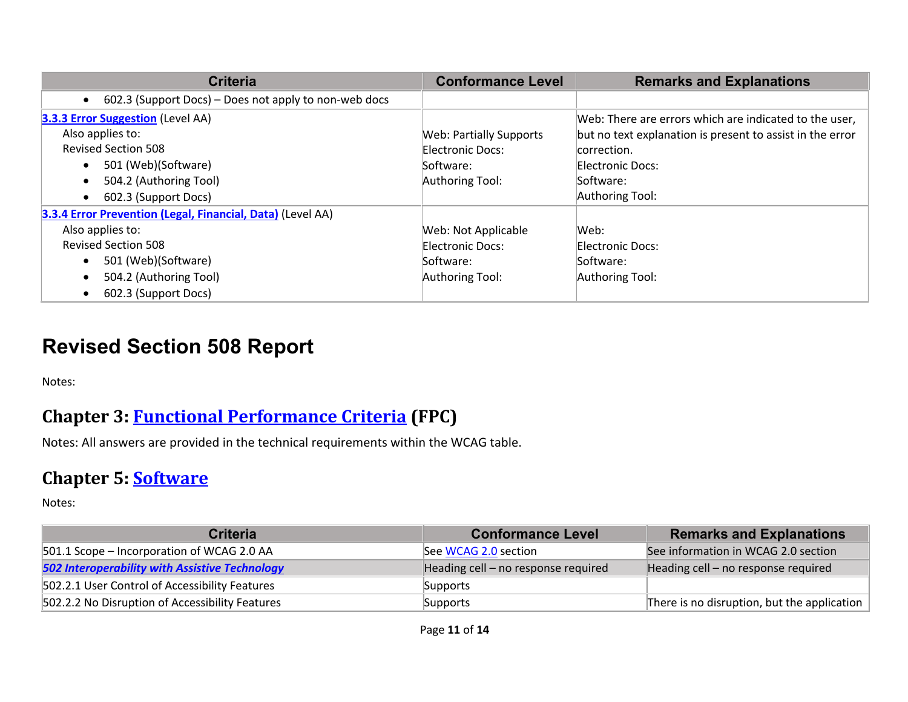| Criteria | Conformance Level | Remarks and Explanations |
|---|---|---|
| • 602.3 (Support Docs) – Does not apply to non-web docs | | |
| **3.3.3 Error Suggestion** (Level AA)<br>Also applies to:<br>Revised Section 508<br>• 501 (Web)(Software)<br>• 504.2 (Authoring Tool)<br>• 602.3 (Support Docs) | Web: Partially Supports<br>Electronic Docs:<br>Software:<br>Authoring Tool: | Web: There are errors which are indicated to the user, but no text explanation is present to assist in the error correction.<br>Electronic Docs:<br>Software:<br>Authoring Tool: |
| **3.3.4 Error Prevention (Legal, Financial, Data)** (Level AA)<br>Also applies to:<br>Revised Section 508<br>• 501 (Web)(Software)<br>• 504.2 (Authoring Tool)<br>• 602.3 (Support Docs) | Web: Not Applicable<br>Electronic Docs:<br>Software:<br>Authoring Tool: | Web:<br>Electronic Docs:<br>Software:<br>Authoring Tool: |

# Revised Section 508 Report

Notes:

## Chapter 3: Functional Performance Criteria (FPC)

Notes: All answers are provided in the technical requirements within the WCAG table.

## Chapter 5: Software

Notes:

| Criteria | Conformance Level | Remarks and Explanations |
|---|---|---|
| 501.1 Scope – Incorporation of WCAG 2.0 AA | See WCAG 2.0 section | See information in WCAG 2.0 section |
| ***502 Interoperability with Assistive Technology*** | Heading cell – no response required | Heading cell – no response required |
| 502.2.1 User Control of Accessibility Features | Supports | |
| 502.2.2 No Disruption of Accessibility Features | Supports | There is no disruption, but the application |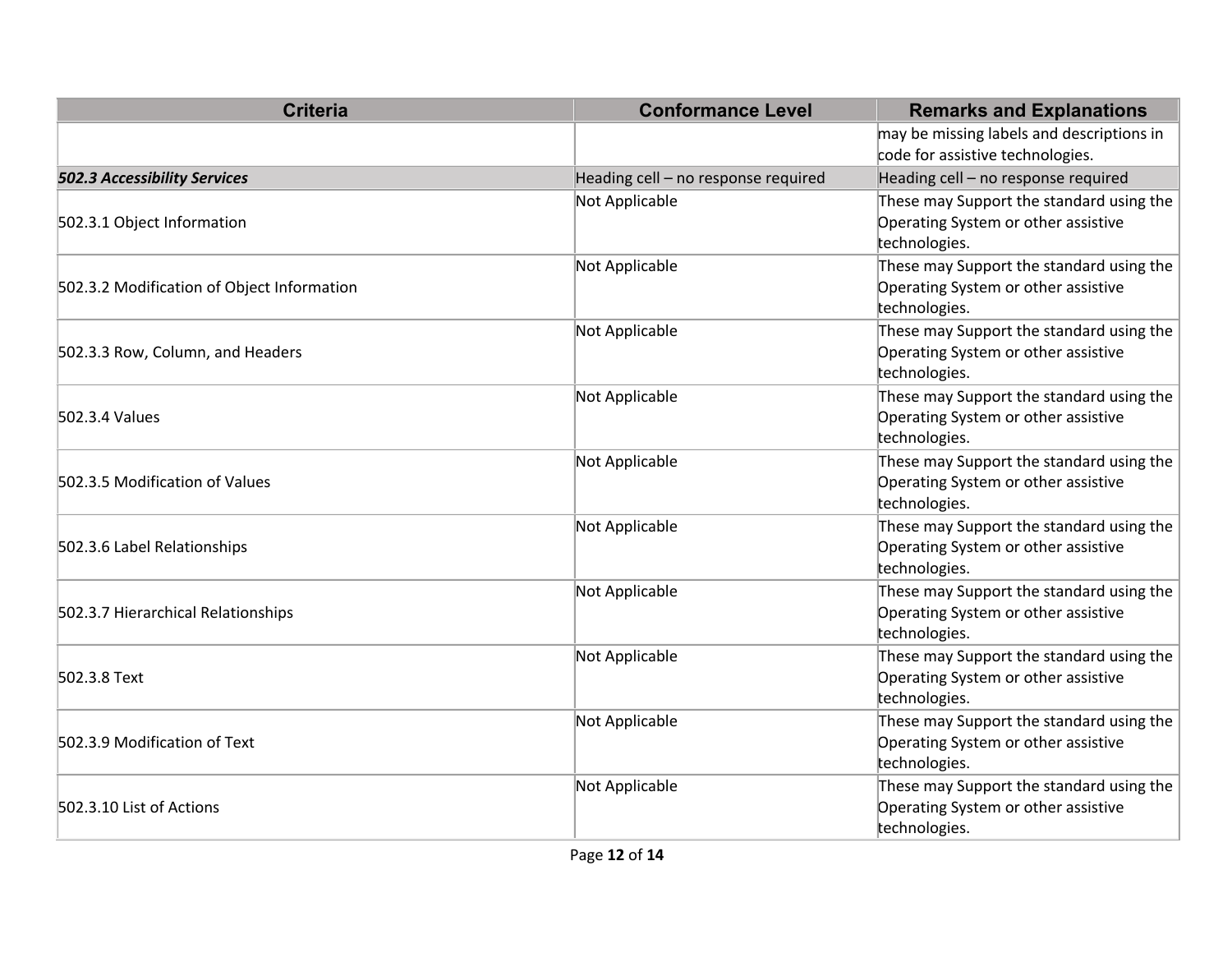| Criteria | Conformance Level | Remarks and Explanations |
| --- | --- | --- |
| | | may be missing labels and descriptions in code for assistive technologies. |
| ***502.3 Accessibility Services*** | Heading cell – no response required | Heading cell – no response required |
| 502.3.1 Object Information | Not Applicable | These may Support the standard using the Operating System or other assistive technologies. |
| 502.3.2 Modification of Object Information | Not Applicable | These may Support the standard using the Operating System or other assistive technologies. |
| 502.3.3 Row, Column, and Headers | Not Applicable | These may Support the standard using the Operating System or other assistive technologies. |
| 502.3.4 Values | Not Applicable | These may Support the standard using the Operating System or other assistive technologies. |
| 502.3.5 Modification of Values | Not Applicable | These may Support the standard using the Operating System or other assistive technologies. |
| 502.3.6 Label Relationships | Not Applicable | These may Support the standard using the Operating System or other assistive technologies. |
| 502.3.7 Hierarchical Relationships | Not Applicable | These may Support the standard using the Operating System or other assistive technologies. |
| 502.3.8 Text | Not Applicable | These may Support the standard using the Operating System or other assistive technologies. |
| 502.3.9 Modification of Text | Not Applicable | These may Support the standard using the Operating System or other assistive technologies. |
| 502.3.10 List of Actions | Not Applicable | These may Support the standard using the Operating System or other assistive technologies. |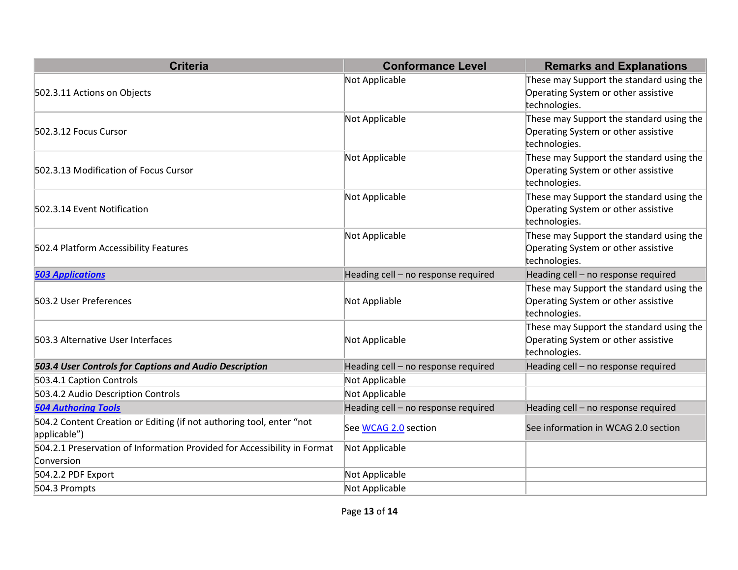| Criteria | Conformance Level | Remarks and Explanations |
| --- | --- | --- |
| 502.3.11 Actions on Objects | Not Applicable | These may Support the standard using the Operating System or other assistive technologies. |
| 502.3.12 Focus Cursor | Not Applicable | These may Support the standard using the Operating System or other assistive technologies. |
| 502.3.13 Modification of Focus Cursor | Not Applicable | These may Support the standard using the Operating System or other assistive technologies. |
| 502.3.14 Event Notification | Not Applicable | These may Support the standard using the Operating System or other assistive technologies. |
| 502.4 Platform Accessibility Features | Not Applicable | These may Support the standard using the Operating System or other assistive technologies. |
| ***[503 Applications]()*** | Heading cell – no response required | Heading cell – no response required |
| 503.2 User Preferences | Not Appliable | These may Support the standard using the Operating System or other assistive technologies. |
| 503.3 Alternative User Interfaces | Not Applicable | These may Support the standard using the Operating System or other assistive technologies. |
| ***503.4 User Controls for Captions and Audio Description*** | Heading cell – no response required | Heading cell – no response required |
| 503.4.1 Caption Controls | Not Applicable | |
| 503.4.2 Audio Description Controls | Not Applicable | |
| ***[504 Authoring Tools]()*** | Heading cell – no response required | Heading cell – no response required |
| 504.2 Content Creation or Editing (if not authoring tool, enter "not applicable") | See [WCAG 2.0]() section | See information in WCAG 2.0 section |
| 504.2.1 Preservation of Information Provided for Accessibility in Format Conversion | Not Applicable | |
| 504.2.2 PDF Export | Not Applicable | |
| 504.3 Prompts | Not Applicable | |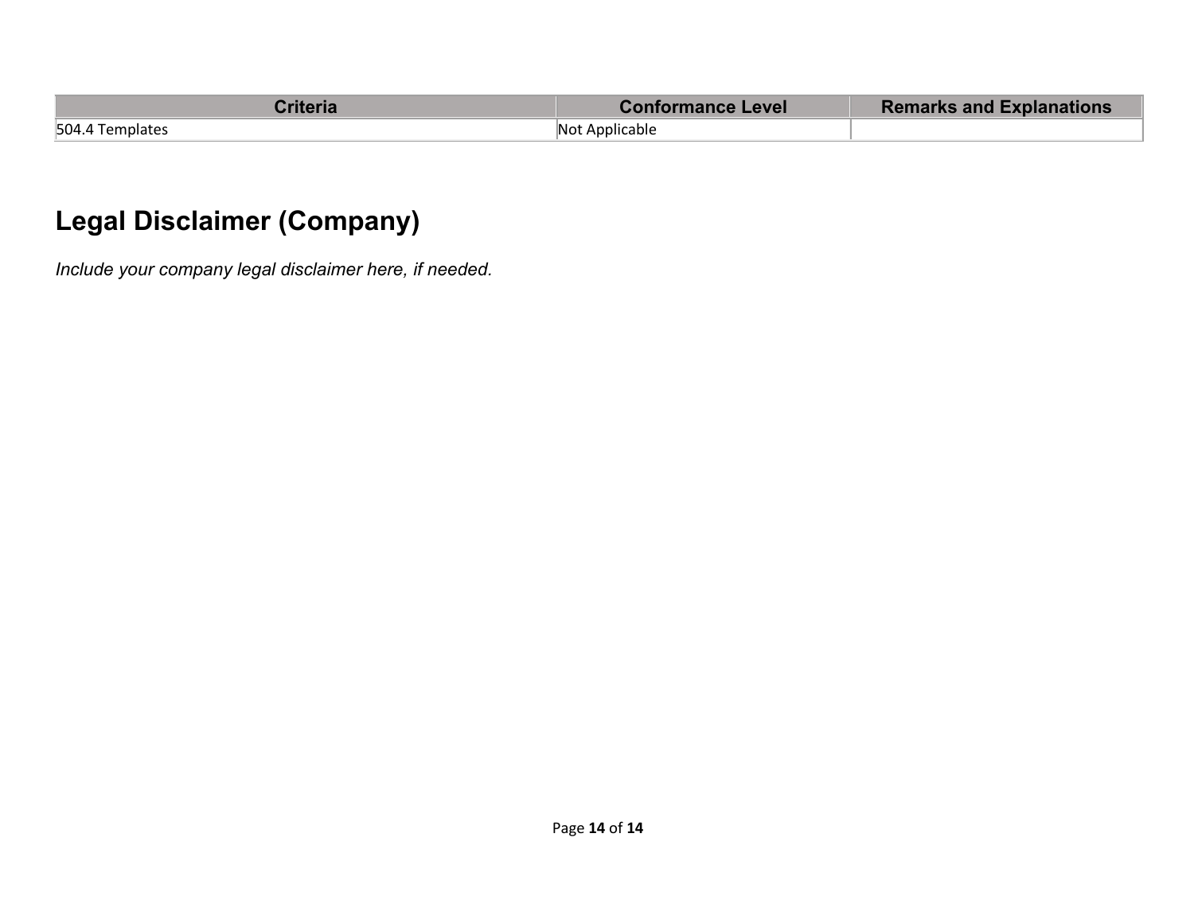| Criteria | Conformance Level | Remarks and Explanations |
| --- | --- | --- |
| 504.4 Templates | Not Applicable | |

## Legal Disclaimer (Company)

*Include your company legal disclaimer here, if needed.*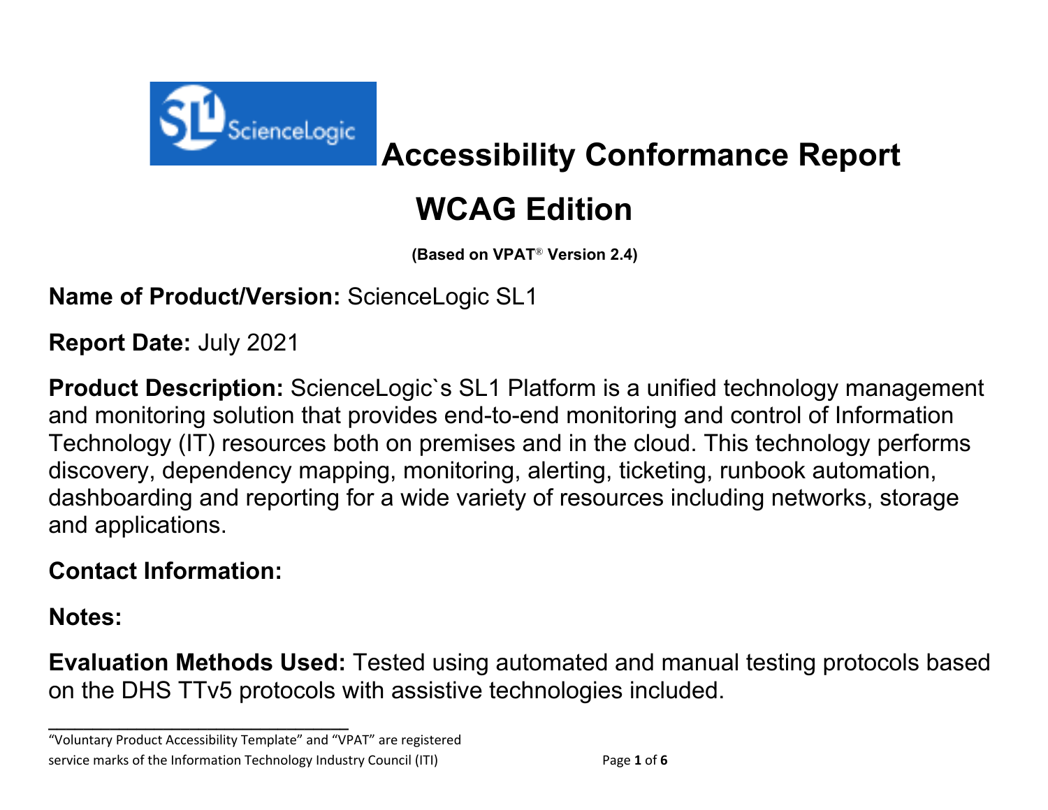# Accessibility Conformance Report

# WCAG Edition

(Based on VPAT® Version 2.4)

**Name of Product/Version:** ScienceLogic SL1

**Report Date:** July 2021

**Product Description:** ScienceLogic`s SL1 Platform is a unified technology management and monitoring solution that provides end-to-end monitoring and control of Information Technology (IT) resources both on premises and in the cloud. This technology performs discovery, dependency mapping, monitoring, alerting, ticketing, runbook automation, dashboarding and reporting for a wide variety of resources including networks, storage and applications.

**Contact Information:**

**Notes:**

**Evaluation Methods Used:** Tested using automated and manual testing protocols based on the DHS TTv5 protocols with assistive technologies included.

"Voluntary Product Accessibility Template" and "VPAT" are registered service marks of the Information Technology Industry Council (ITI)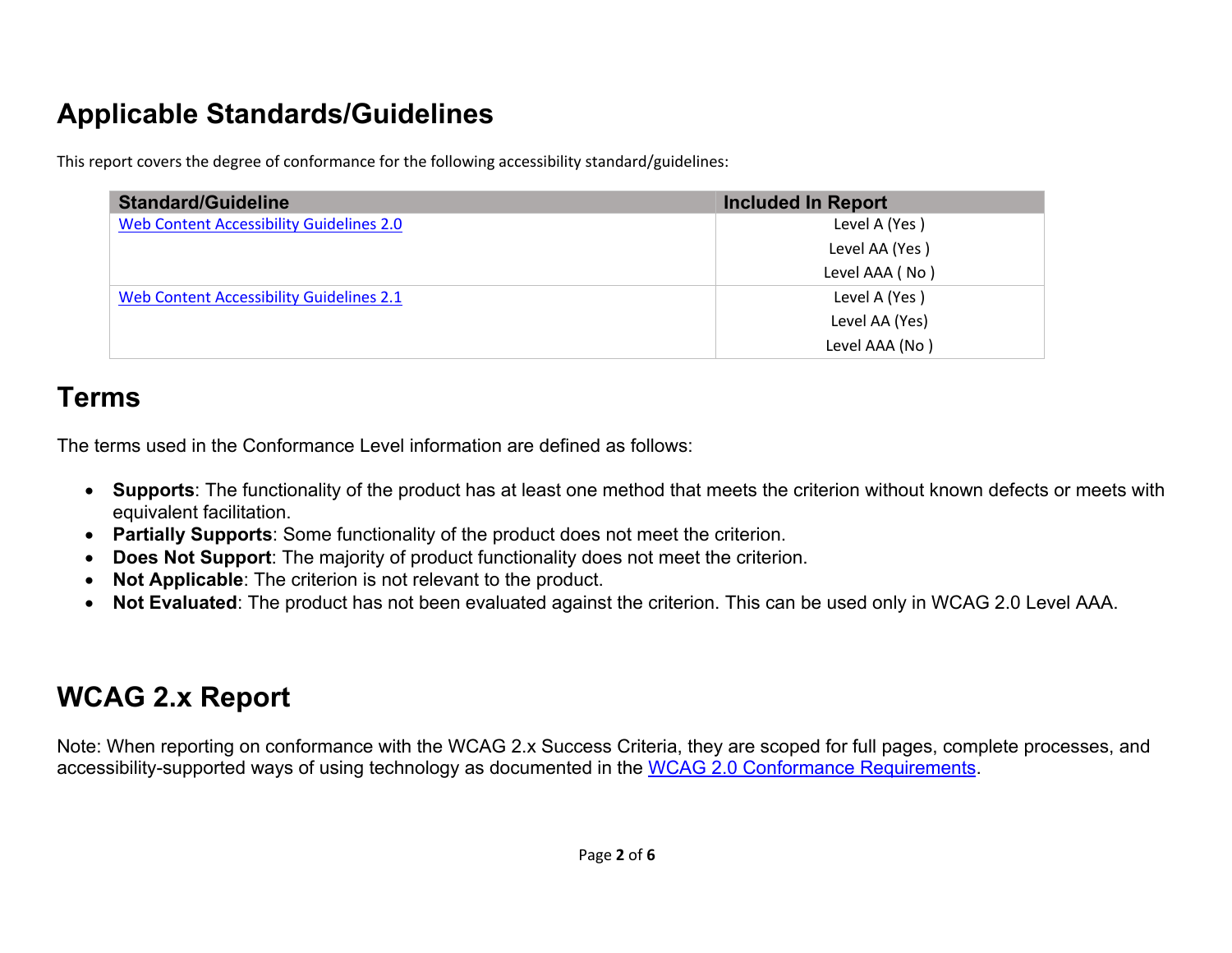# Applicable Standards/Guidelines

This report covers the degree of conformance for the following accessibility standard/guidelines:

| Standard/Guideline | Included In Report |
| --- | --- |
| [Web Content Accessibility Guidelines 2.0](#) | Level A (Yes )<br>Level AA (Yes )<br>Level AAA ( No ) |
| [Web Content Accessibility Guidelines 2.1](#) | Level A (Yes )<br>Level AA (Yes)<br>Level AAA (No ) |

# Terms

The terms used in the Conformance Level information are defined as follows:

- **Supports**: The functionality of the product has at least one method that meets the criterion without known defects or meets with equivalent facilitation.
- **Partially Supports**: Some functionality of the product does not meet the criterion.
- **Does Not Support**: The majority of product functionality does not meet the criterion.
- **Not Applicable**: The criterion is not relevant to the product.
- **Not Evaluated**: The product has not been evaluated against the criterion. This can be used only in WCAG 2.0 Level AAA.

# WCAG 2.x Report

Note: When reporting on conformance with the WCAG 2.x Success Criteria, they are scoped for full pages, complete processes, and accessibility-supported ways of using technology as documented in the [WCAG 2.0 Conformance Requirements](#).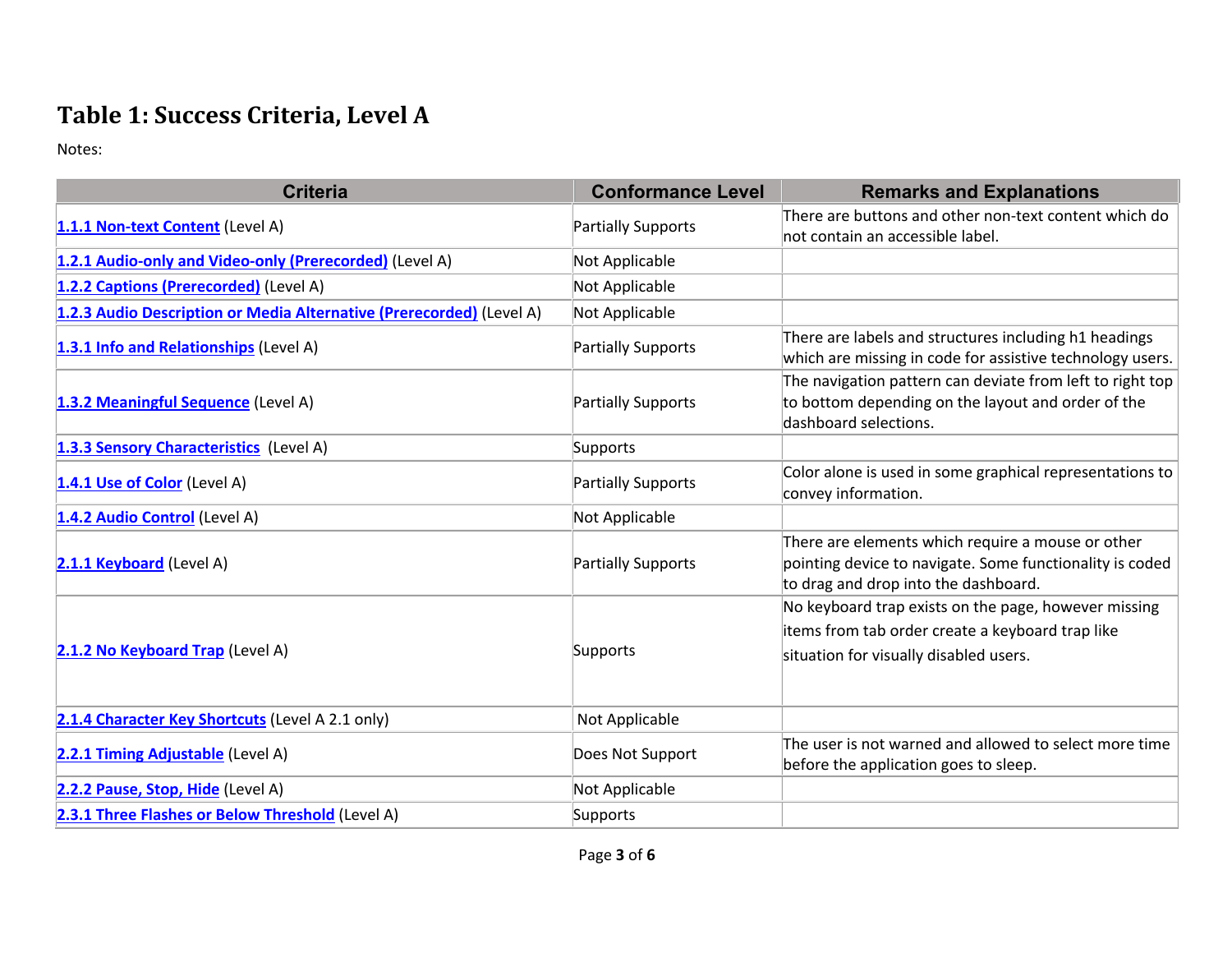# Table 1: Success Criteria, Level A

Notes:

| Criteria | Conformance Level | Remarks and Explanations |
|---|---|---|
| **1.1.1 Non-text Content** (Level A) | Partially Supports | There are buttons and other non-text content which do not contain an accessible label. |
| **1.2.1 Audio-only and Video-only (Prerecorded)** (Level A) | Not Applicable | |
| **1.2.2 Captions (Prerecorded)** (Level A) | Not Applicable | |
| **1.2.3 Audio Description or Media Alternative (Prerecorded)** (Level A) | Not Applicable | |
| **1.3.1 Info and Relationships** (Level A) | Partially Supports | There are labels and structures including h1 headings which are missing in code for assistive technology users. |
| **1.3.2 Meaningful Sequence** (Level A) | Partially Supports | The navigation pattern can deviate from left to right top to bottom depending on the layout and order of the dashboard selections. |
| **1.3.3 Sensory Characteristics** (Level A) | Supports | |
| **1.4.1 Use of Color** (Level A) | Partially Supports | Color alone is used in some graphical representations to convey information. |
| **1.4.2 Audio Control** (Level A) | Not Applicable | |
| **2.1.1 Keyboard** (Level A) | Partially Supports | There are elements which require a mouse or other pointing device to navigate. Some functionality is coded to drag and drop into the dashboard. |
| **2.1.2 No Keyboard Trap** (Level A) | Supports | No keyboard trap exists on the page, however missing items from tab order create a keyboard trap like situation for visually disabled users. |
| **2.1.4 Character Key Shortcuts** (Level A 2.1 only) | Not Applicable | |
| **2.2.1 Timing Adjustable** (Level A) | Does Not Support | The user is not warned and allowed to select more time before the application goes to sleep. |
| **2.2.2 Pause, Stop, Hide** (Level A) | Not Applicable | |
| **2.3.1 Three Flashes or Below Threshold** (Level A) | Supports | |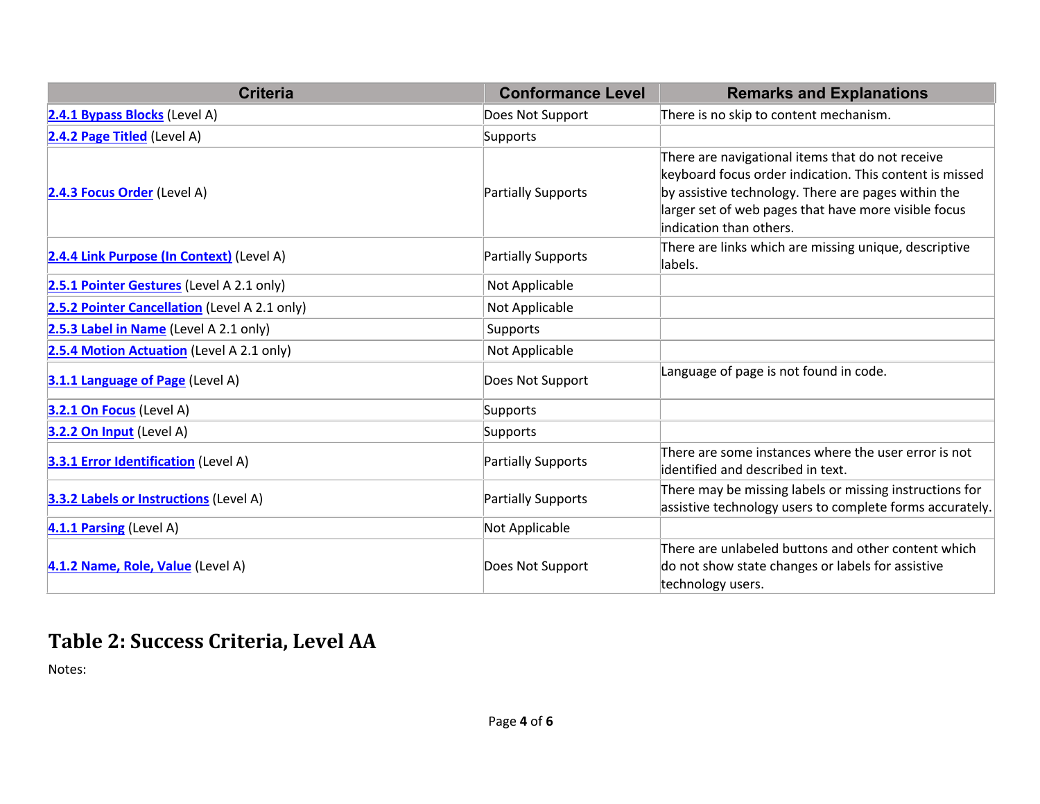| Criteria | Conformance Level | Remarks and Explanations |
| --- | --- | --- |
| **2.4.1 Bypass Blocks** (Level A) | Does Not Support | There is no skip to content mechanism. |
| **2.4.2 Page Titled** (Level A) | Supports | |
| **2.4.3 Focus Order** (Level A) | Partially Supports | There are navigational items that do not receive keyboard focus order indication. This content is missed by assistive technology. There are pages within the larger set of web pages that have more visible focus indication than others. |
| **2.4.4 Link Purpose (In Context)** (Level A) | Partially Supports | There are links which are missing unique, descriptive labels. |
| **2.5.1 Pointer Gestures** (Level A 2.1 only) | Not Applicable | |
| **2.5.2 Pointer Cancellation** (Level A 2.1 only) | Not Applicable | |
| **2.5.3 Label in Name** (Level A 2.1 only) | Supports | |
| **2.5.4 Motion Actuation** (Level A 2.1 only) | Not Applicable | |
| **3.1.1 Language of Page** (Level A) | Does Not Support | Language of page is not found in code. |
| **3.2.1 On Focus** (Level A) | Supports | |
| **3.2.2 On Input** (Level A) | Supports | |
| **3.3.1 Error Identification** (Level A) | Partially Supports | There are some instances where the user error is not identified and described in text. |
| **3.3.2 Labels or Instructions** (Level A) | Partially Supports | There may be missing labels or missing instructions for assistive technology users to complete forms accurately. |
| **4.1.1 Parsing** (Level A) | Not Applicable | |
| **4.1.2 Name, Role, Value** (Level A) | Does Not Support | There are unlabeled buttons and other content which do not show state changes or labels for assistive technology users. |

## Table 2: Success Criteria, Level AA

Notes: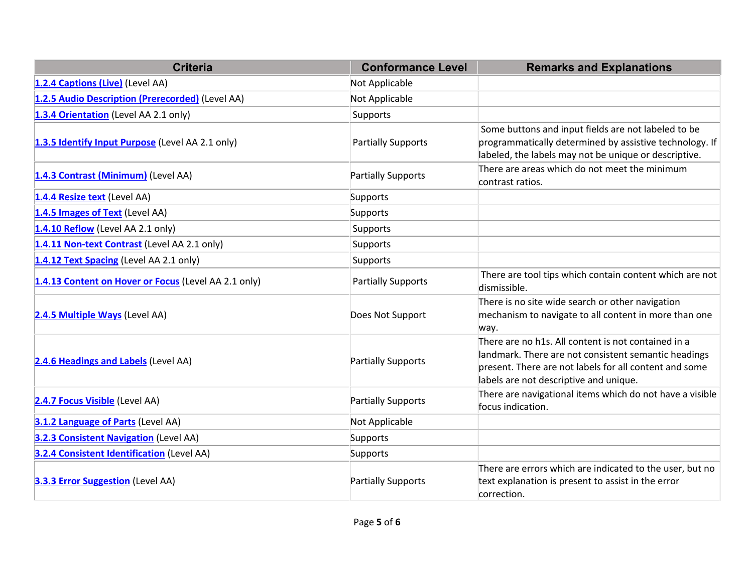| Criteria | Conformance Level | Remarks and Explanations |
|---|---|---|
| 1.2.4 Captions (Live) (Level AA) | Not Applicable | |
| 1.2.5 Audio Description (Prerecorded) (Level AA) | Not Applicable | |
| 1.3.4 Orientation (Level AA 2.1 only) | Supports | |
| 1.3.5 Identify Input Purpose (Level AA 2.1 only) | Partially Supports | Some buttons and input fields are not labeled to be programmatically determined by assistive technology. If labeled, the labels may not be unique or descriptive. |
| 1.4.3 Contrast (Minimum) (Level AA) | Partially Supports | There are areas which do not meet the minimum contrast ratios. |
| 1.4.4 Resize text (Level AA) | Supports | |
| 1.4.5 Images of Text (Level AA) | Supports | |
| 1.4.10 Reflow (Level AA 2.1 only) | Supports | |
| 1.4.11 Non-text Contrast (Level AA 2.1 only) | Supports | |
| 1.4.12 Text Spacing (Level AA 2.1 only) | Supports | |
| 1.4.13 Content on Hover or Focus (Level AA 2.1 only) | Partially Supports | There are tool tips which contain content which are not dismissible. |
| 2.4.5 Multiple Ways (Level AA) | Does Not Support | There is no site wide search or other navigation mechanism to navigate to all content in more than one way. |
| 2.4.6 Headings and Labels (Level AA) | Partially Supports | There are no h1s. All content is not contained in a landmark. There are not consistent semantic headings present. There are not labels for all content and some labels are not descriptive and unique. |
| 2.4.7 Focus Visible (Level AA) | Partially Supports | There are navigational items which do not have a visible focus indication. |
| 3.1.2 Language of Parts (Level AA) | Not Applicable | |
| 3.2.3 Consistent Navigation (Level AA) | Supports | |
| 3.2.4 Consistent Identification (Level AA) | Supports | |
| 3.3.3 Error Suggestion (Level AA) | Partially Supports | There are errors which are indicated to the user, but no text explanation is present to assist in the error correction. |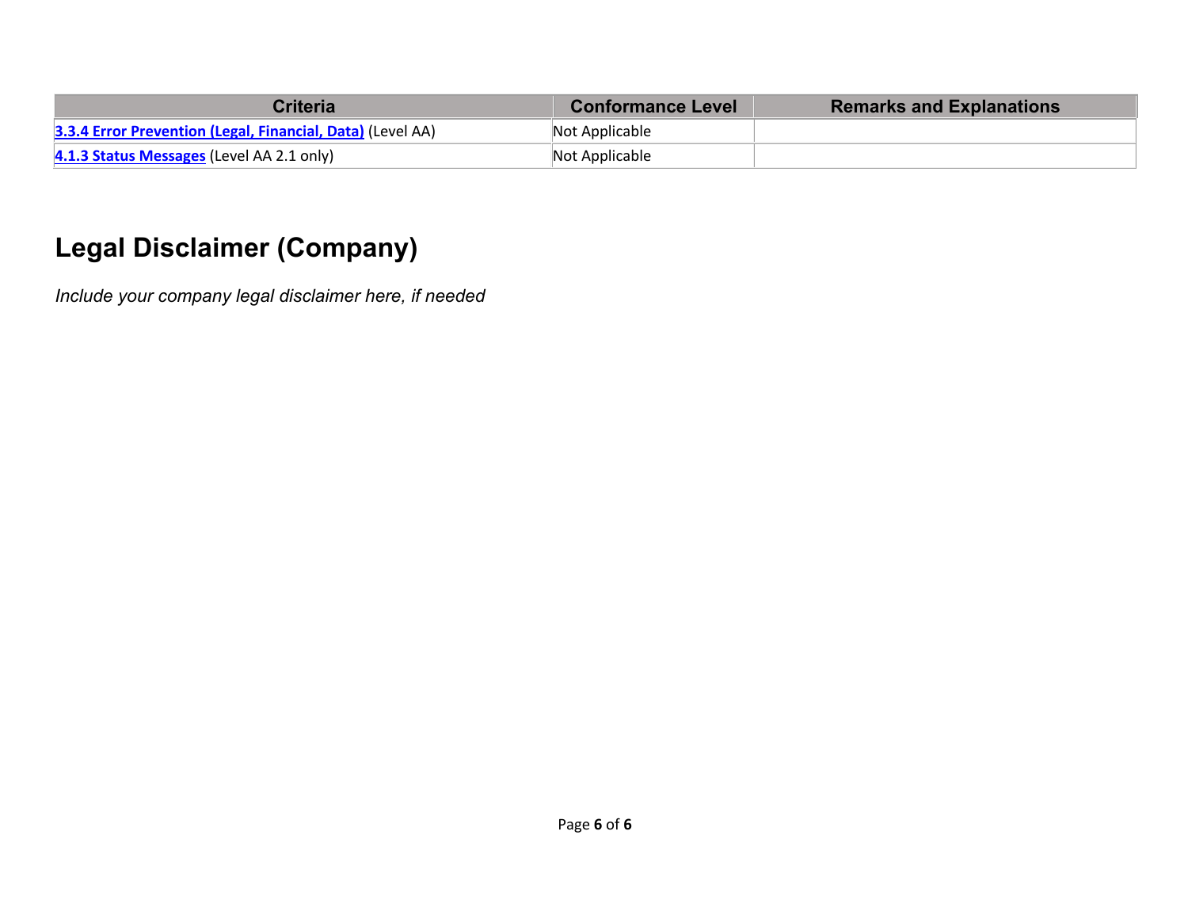| Criteria | Conformance Level | Remarks and Explanations |
| --- | --- | --- |
| **3.3.4 Error Prevention (Legal, Financial, Data)** (Level AA) | Not Applicable | |
| **4.1.3 Status Messages** (Level AA 2.1 only) | Not Applicable | |

## Legal Disclaimer (Company)

*Include your company legal disclaimer here, if needed*